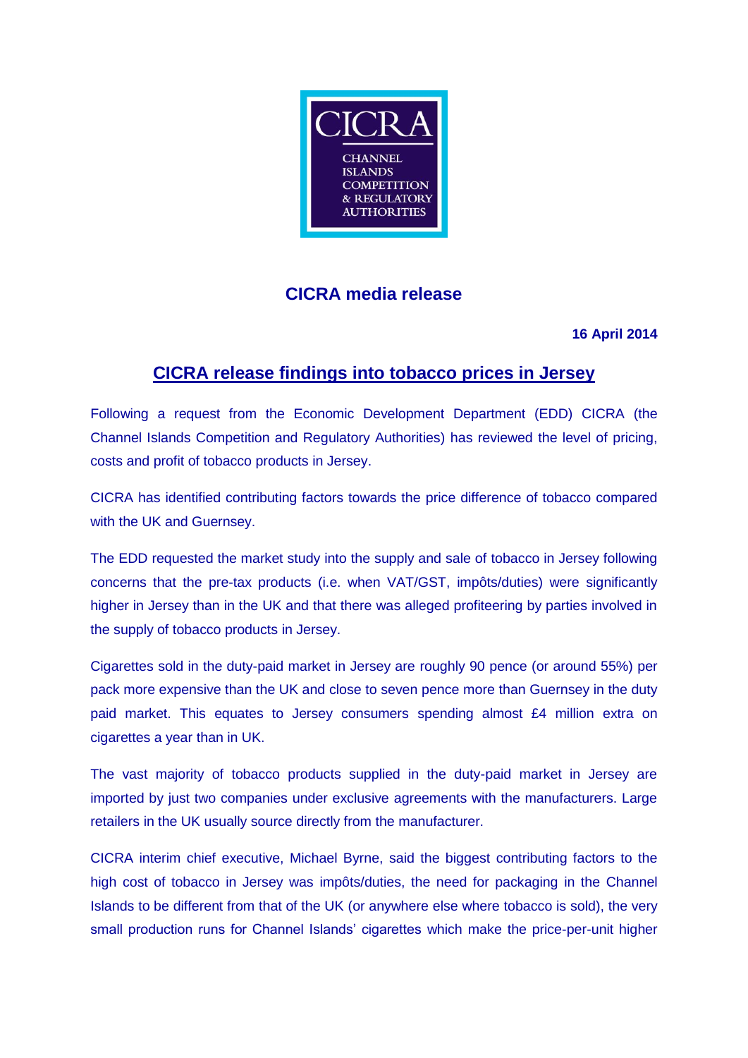CICRA

CHANNEL ISLANDS COMPETITION & REGULATORY AUTHORITIES

## CICRA media release

**16 April 2014**

# CICRA release findings into tobacco prices in Jersey

Following a request from the Economic Development Department (EDD) CICRA (the Channel Islands Competition and Regulatory Authorities) has reviewed the level of pricing, costs and profit of tobacco products in Jersey.

CICRA has identified contributing factors towards the price difference of tobacco compared with the UK and Guernsey.

The EDD requested the market study into the supply and sale of tobacco in Jersey following concerns that the pre-tax products (i.e. when VAT/GST, impôts/duties) were significantly higher in Jersey than in the UK and that there was alleged profiteering by parties involved in the supply of tobacco products in Jersey.

Cigarettes sold in the duty-paid market in Jersey are roughly 90 pence (or around 55%) per pack more expensive than the UK and close to seven pence more than Guernsey in the duty paid market. This equates to Jersey consumers spending almost £4 million extra on cigarettes a year than in UK.

The vast majority of tobacco products supplied in the duty-paid market in Jersey are imported by just two companies under exclusive agreements with the manufacturers. Large retailers in the UK usually source directly from the manufacturer.

CICRA interim chief executive, Michael Byrne, said the biggest contributing factors to the high cost of tobacco in Jersey was impôts/duties, the need for packaging in the Channel Islands to be different from that of the UK (or anywhere else where tobacco is sold), the very small production runs for Channel Islands' cigarettes which make the price-per-unit higher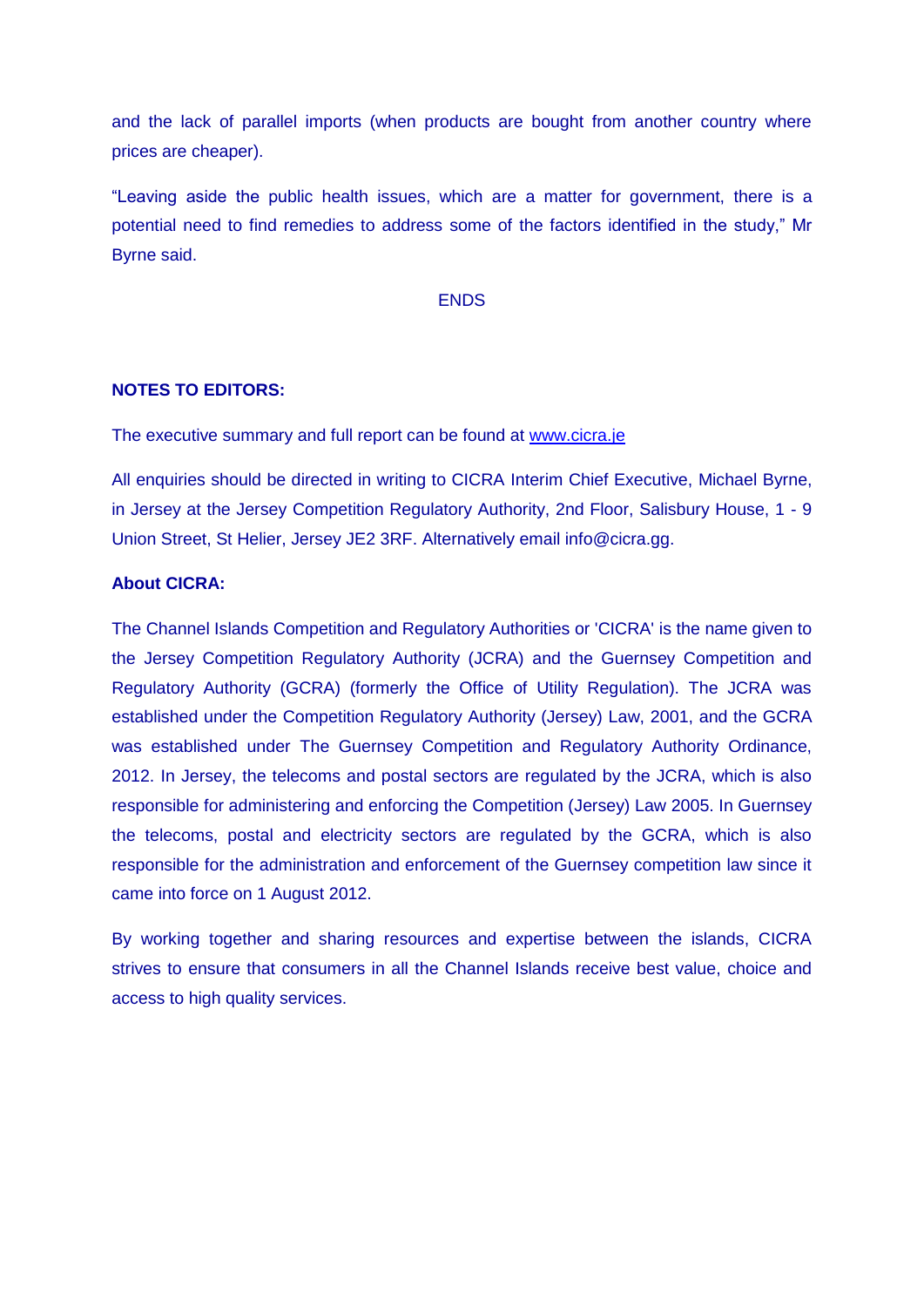and the lack of parallel imports (when products are bought from another country where prices are cheaper).

"Leaving aside the public health issues, which are a matter for government, there is a potential need to find remedies to address some of the factors identified in the study," Mr Byrne said.

ENDS

**NOTES TO EDITORS:**

The executive summary and full report can be found at [www.cicra.je](www.cicra.je)

All enquiries should be directed in writing to CICRA Interim Chief Executive, Michael Byrne, in Jersey at the Jersey Competition Regulatory Authority, 2nd Floor, Salisbury House, 1 - 9 Union Street, St Helier, Jersey JE2 3RF. Alternatively email info@cicra.gg.

**About CICRA:**

The Channel Islands Competition and Regulatory Authorities or 'CICRA' is the name given to the Jersey Competition Regulatory Authority (JCRA) and the Guernsey Competition and Regulatory Authority (GCRA) (formerly the Office of Utility Regulation). The JCRA was established under the Competition Regulatory Authority (Jersey) Law, 2001, and the GCRA was established under The Guernsey Competition and Regulatory Authority Ordinance, 2012. In Jersey, the telecoms and postal sectors are regulated by the JCRA, which is also responsible for administering and enforcing the Competition (Jersey) Law 2005. In Guernsey the telecoms, postal and electricity sectors are regulated by the GCRA, which is also responsible for the administration and enforcement of the Guernsey competition law since it came into force on 1 August 2012.

By working together and sharing resources and expertise between the islands, CICRA strives to ensure that consumers in all the Channel Islands receive best value, choice and access to high quality services.